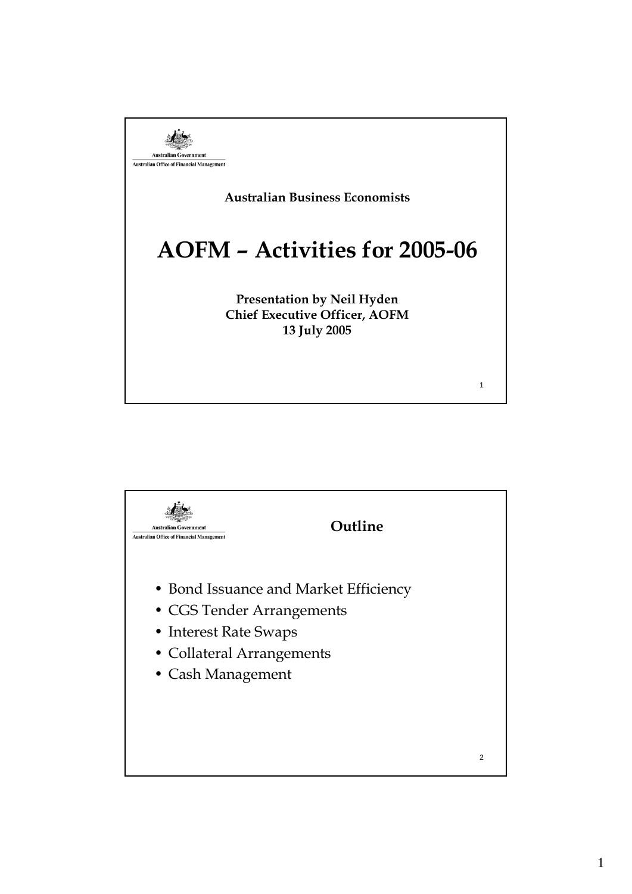Australian Government

Australian Office of Financial Management

**Australian Business Economists**

# AOFM – Activities for 2005-06

**Presentation by Neil Hyden**
**Chief Executive Officer, AOFM**
**13 July 2005**

---

Australian Government

Australian Office of Financial Management

## Outline

- Bond Issuance and Market Efficiency
- CGS Tender Arrangements
- Interest Rate Swaps
- Collateral Arrangements
- Cash Management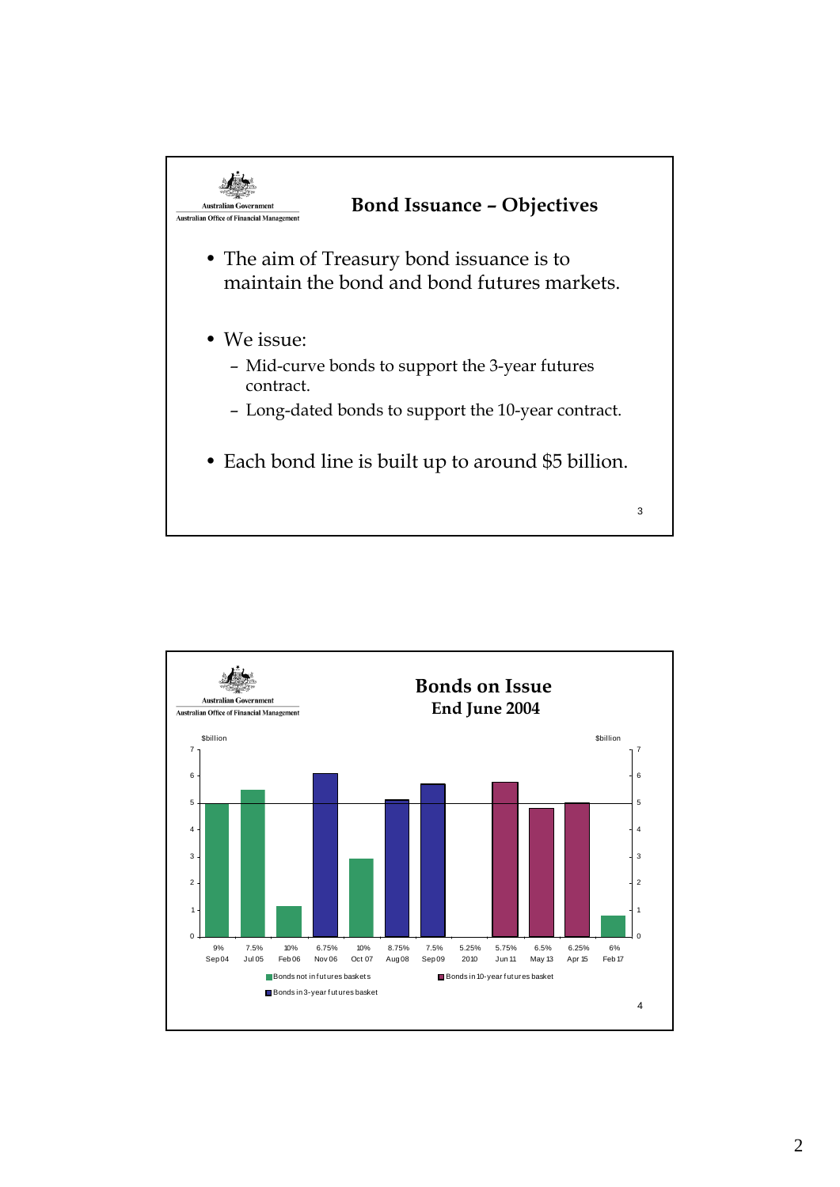## Bond Issuance – Objectives

- The aim of Treasury bond issuance is to maintain the bond and bond futures markets.
- We issue:
  - Mid-curve bonds to support the 3-year futures contract.
  - Long-dated bonds to support the 10-year contract.
- Each bond line is built up to around $5 billion.

## Bonds on Issue
### End June 2004

$billion

| Bond | 9% Sep 04 | 7.5% Jul 05 | 10% Feb 06 | 6.75% Nov 06 | 10% Oct 07 | 8.75% Aug 08 | 7.5% Sep 09 | 5.25% 2010 | 5.75% Jun 11 | 6.5% May 13 | 6.25% Apr 15 | 6% Feb 17 |
|---|---|---|---|---|---|---|---|---|---|---|---|---|
| Category | Bonds not in futures baskets | Bonds not in futures baskets | Bonds not in futures baskets | Bonds in 3-year futures basket | Bonds not in futures baskets | Bonds in 3-year futures basket | Bonds in 3-year futures basket | | Bonds in 10-year futures basket | Bonds in 10-year futures basket | Bonds in 10-year futures basket | Bonds not in futures baskets |

Legend: Bonds not in futures baskets; Bonds in 10-year futures basket; Bonds in 3-year futures basket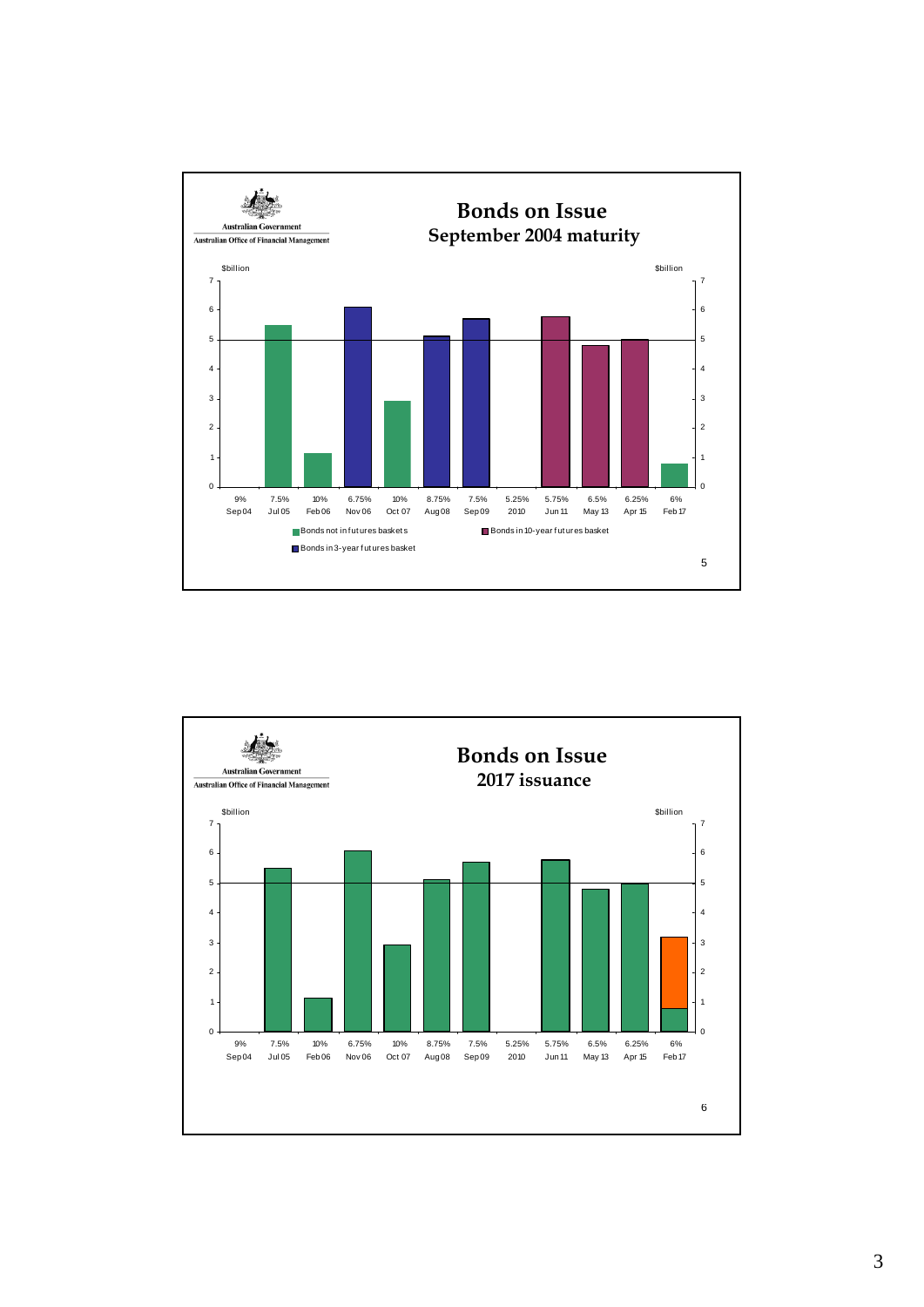Australian Government
Australian Office of Financial Management

# Bonds on Issue
## September 2004 maturity

$billion

| Bond | 9% Sep 04 | 7.5% Jul 05 | 10% Feb 06 | 6.75% Nov 06 | 10% Oct 07 | 8.75% Aug 08 | 7.5% Sep 09 | 5.25% 2010 | 5.75% Jun 11 | 6.5% May 13 | 6.25% Apr 15 | 6% Feb 17 |
|---|---|---|---|---|---|---|---|---|---|---|---|---|

- Bonds not in futures baskets
- Bonds in 3-year futures basket
- Bonds in 10-year futures basket

Australian Government
Australian Office of Financial Management

# Bonds on Issue
## 2017 issuance

$billion

| Bond | 9% Sep 04 | 7.5% Jul 05 | 10% Feb 06 | 6.75% Nov 06 | 10% Oct 07 | 8.75% Aug 08 | 7.5% Sep 09 | 5.25% 2010 | 5.75% Jun 11 | 6.5% May 13 | 6.25% Apr 15 | 6% Feb 17 |
|---|---|---|---|---|---|---|---|---|---|---|---|---|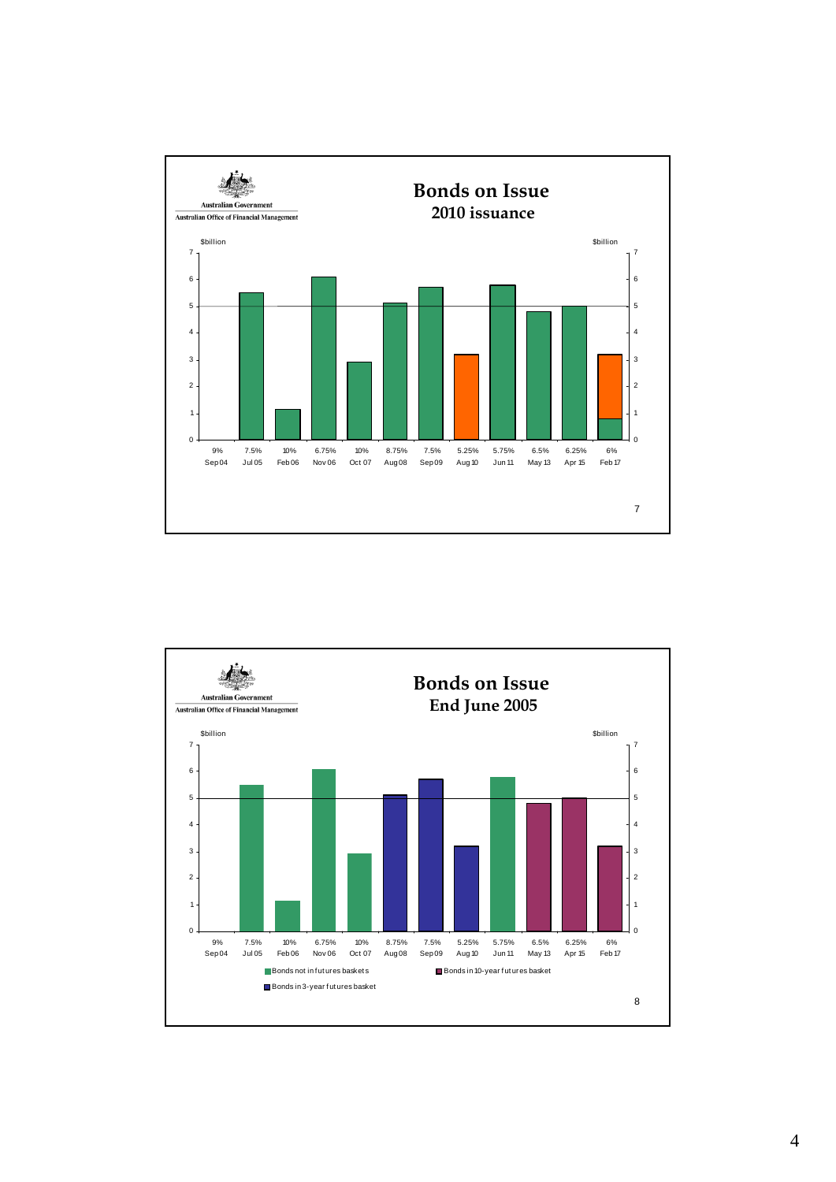Australian Government
Australian Office of Financial Management

# Bonds on Issue
## 2010 issuance

$billion

| Bond | 9% Sep 04 | 7.5% Jul 05 | 10% Feb 06 | 6.75% Nov 06 | 10% Oct 07 | 8.75% Aug 08 | 7.5% Sep 09 | 5.25% Aug 10 | 5.75% Jun 11 | 6.5% May 13 | 6.25% Apr 15 | 6% Feb 17 |
|---|---|---|---|---|---|---|---|---|---|---|---|---|

Australian Government
Australian Office of Financial Management

# Bonds on Issue
## End June 2005

$billion

| Bond | 9% Sep 04 | 7.5% Jul 05 | 10% Feb 06 | 6.75% Nov 06 | 10% Oct 07 | 8.75% Aug 08 | 7.5% Sep 09 | 5.25% Aug 10 | 5.75% Jun 11 | 6.5% May 13 | 6.25% Apr 15 | 6% Feb 17 |
|---|---|---|---|---|---|---|---|---|---|---|---|---|

Bonds not in futures baskets

Bonds in 10-year futures basket

Bonds in 3-year futures basket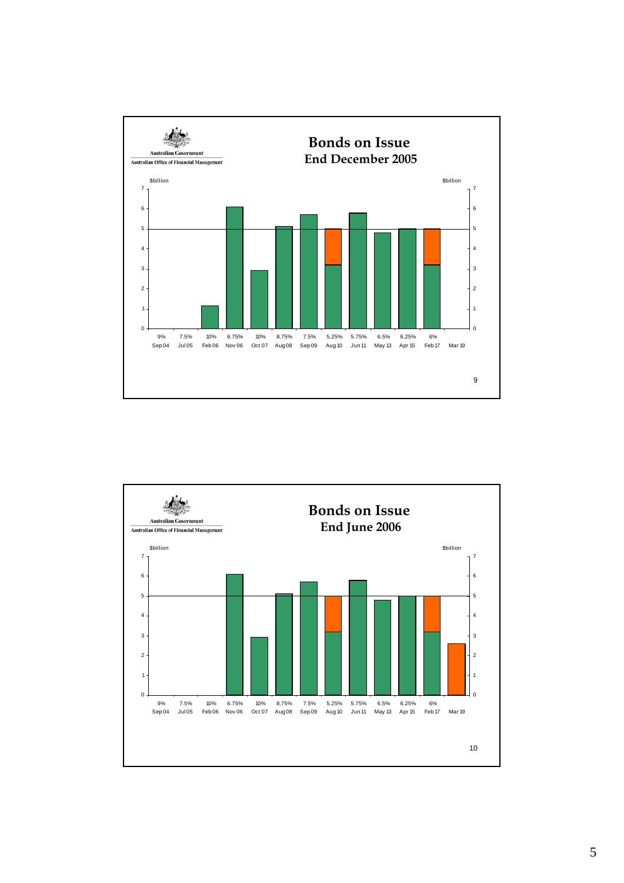Australian Government
Australian Office of Financial Management

# Bonds on Issue
## End December 2005

$billion

| Coupon | Maturity | $billion (approx.) |
|---|---|---|
| 9% | Sep 04 | 0 |
| 7.5% | Jul 05 | 0 |
| 10% | Feb 06 | 1.15 |
| 6.75% | Nov 06 | 6.1 |
| 10% | Oct 07 | 2.9 |
| 8.75% | Aug 08 | 5.1 |
| 7.5% | Sep 09 | 5.7 |
| 5.25% | Aug 10 | 5.0 |
| 5.75% | Jun 11 | 5.8 |
| 6.5% | May 13 | 4.8 |
| 6.25% | Apr 15 | 5.0 |
| 6% | Feb 17 | 5.0 |
|  | Mar 19 | 0 |

Australian Government
Australian Office of Financial Management

# Bonds on Issue
## End June 2006

$billion

| Coupon | Maturity | $billion (approx.) |
|---|---|---|
| 9% | Sep 04 | 0 |
| 7.5% | Jul 05 | 0 |
| 10% | Feb 06 | 0 |
| 6.75% | Nov 06 | 6.1 |
| 10% | Oct 07 | 2.9 |
| 8.75% | Aug 08 | 5.1 |
| 7.5% | Sep 09 | 5.7 |
| 5.25% | Aug 10 | 5.0 |
| 5.75% | Jun 11 | 5.8 |
| 6.5% | May 13 | 4.8 |
| 6.25% | Apr 15 | 5.0 |
| 6% | Feb 17 | 5.0 |
|  | Mar 19 | 2.6 |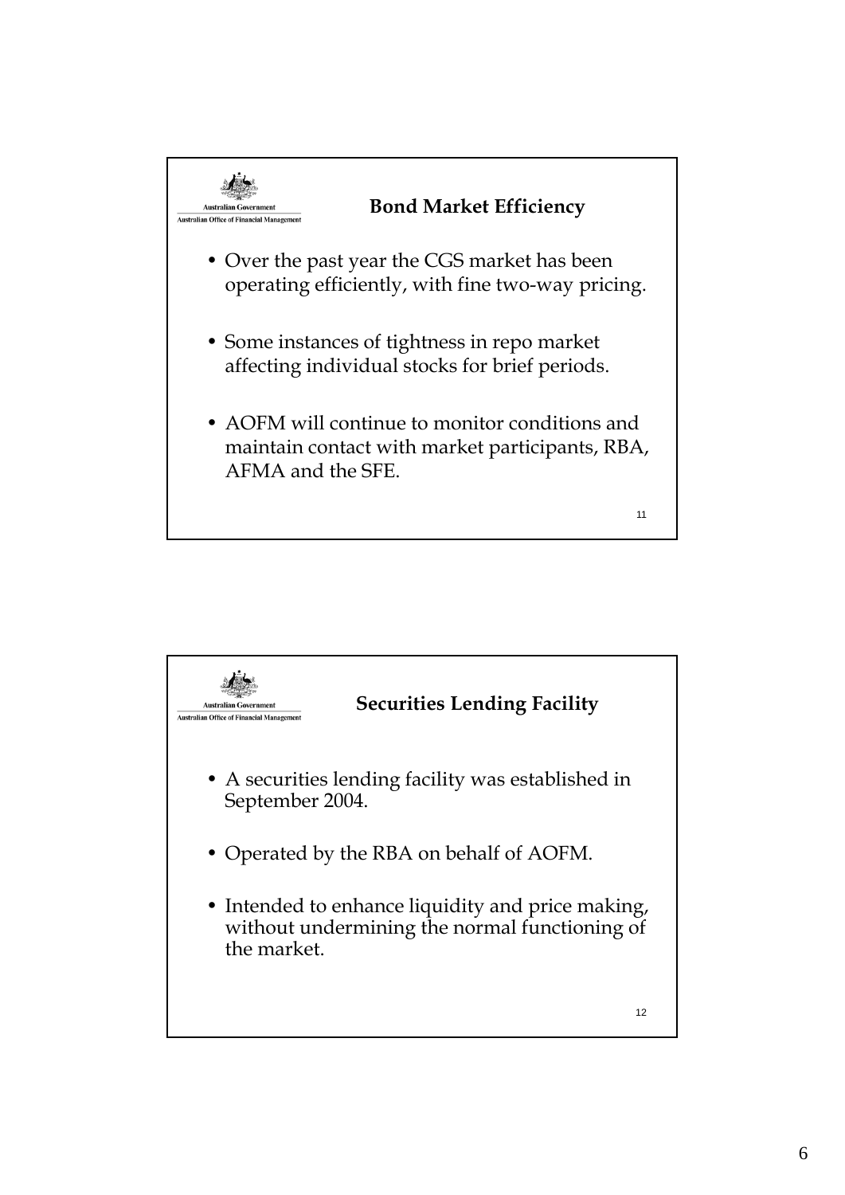## Bond Market Efficiency

- Over the past year the CGS market has been operating efficiently, with fine two-way pricing.
- Some instances of tightness in repo market affecting individual stocks for brief periods.
- AOFM will continue to monitor conditions and maintain contact with market participants, RBA, AFMA and the SFE.

## Securities Lending Facility

- A securities lending facility was established in September 2004.
- Operated by the RBA on behalf of AOFM.
- Intended to enhance liquidity and price making, without undermining the normal functioning of the market.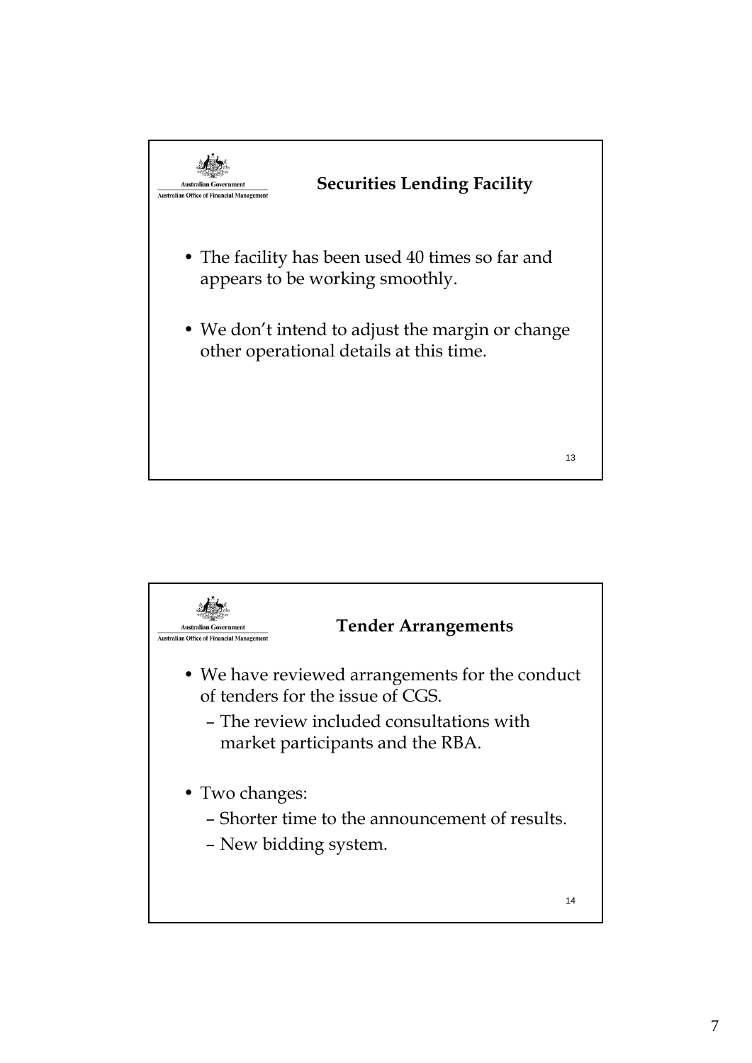## Securities Lending Facility

- The facility has been used 40 times so far and appears to be working smoothly.
- We don't intend to adjust the margin or change other operational details at this time.

## Tender Arrangements

- We have reviewed arrangements for the conduct of tenders for the issue of CGS.
  - The review included consultations with market participants and the RBA.
- Two changes:
  - Shorter time to the announcement of results.
  - New bidding system.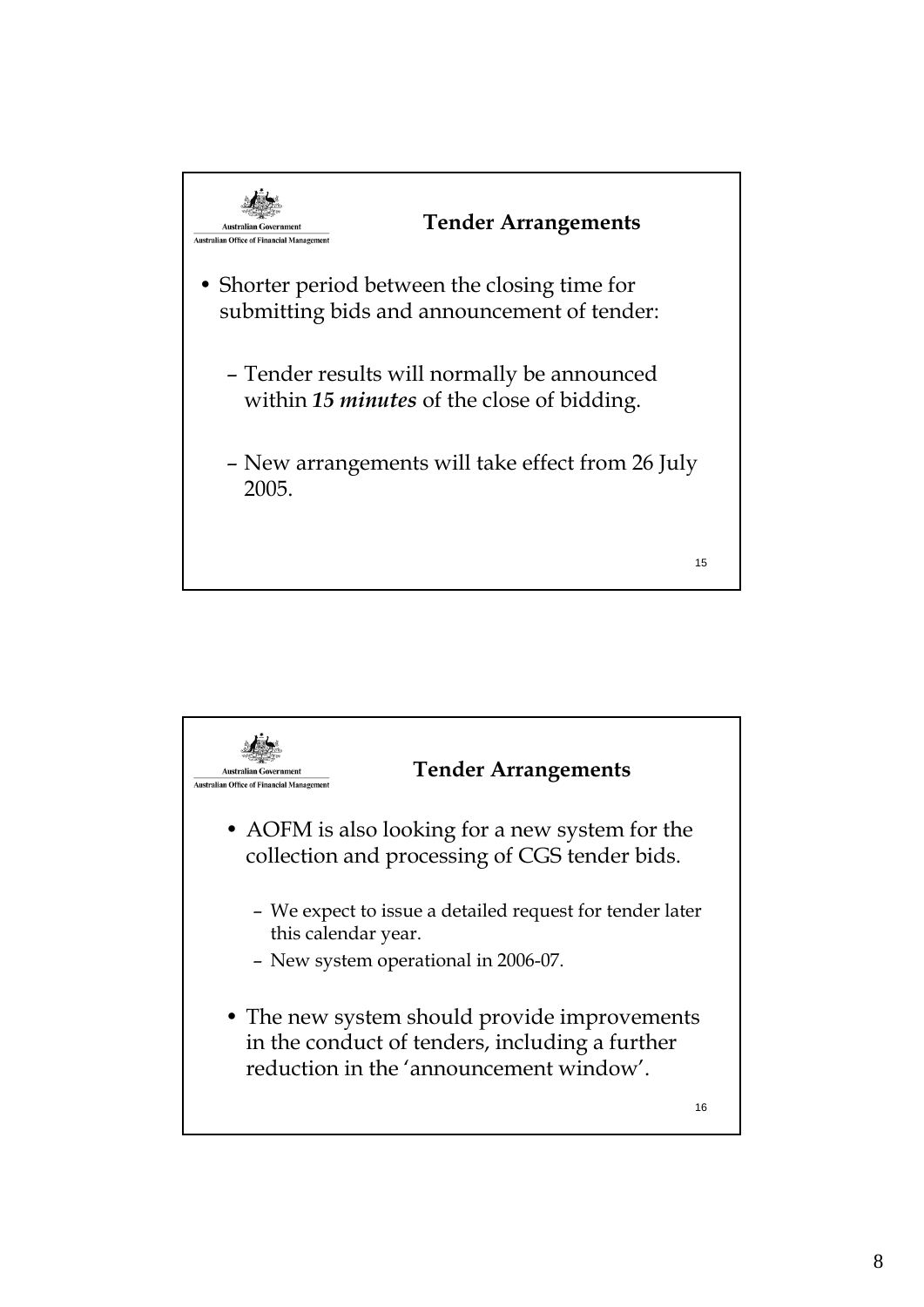## Tender Arrangements

- Shorter period between the closing time for submitting bids and announcement of tender:
  - Tender results will normally be announced within ***15 minutes*** of the close of bidding.
  - New arrangements will take effect from 26 July 2005.

## Tender Arrangements

- AOFM is also looking for a new system for the collection and processing of CGS tender bids.
  - We expect to issue a detailed request for tender later this calendar year.
  - New system operational in 2006-07.
- The new system should provide improvements in the conduct of tenders, including a further reduction in the 'announcement window'.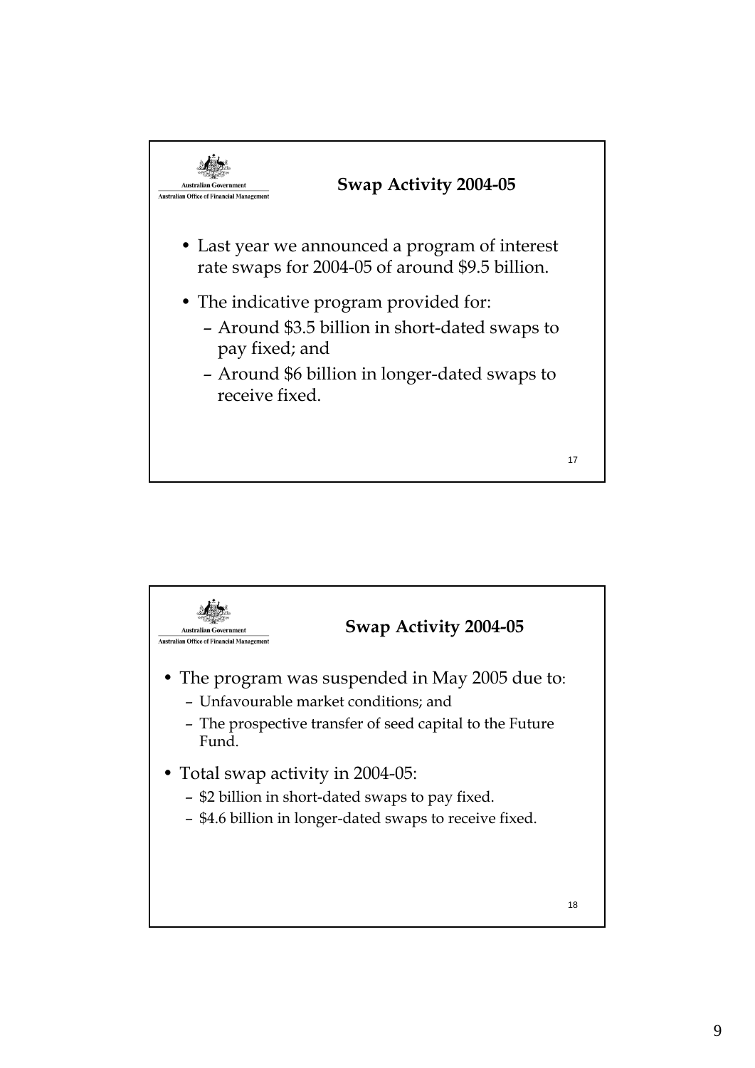## Swap Activity 2004-05

- Last year we announced a program of interest rate swaps for 2004-05 of around $9.5 billion.
- The indicative program provided for:
  - Around $3.5 billion in short-dated swaps to pay fixed; and
  - Around $6 billion in longer-dated swaps to receive fixed.

## Swap Activity 2004-05

- The program was suspended in May 2005 due to:
  - Unfavourable market conditions; and
  - The prospective transfer of seed capital to the Future Fund.
- Total swap activity in 2004-05:
  - $2 billion in short-dated swaps to pay fixed.
  - $4.6 billion in longer-dated swaps to receive fixed.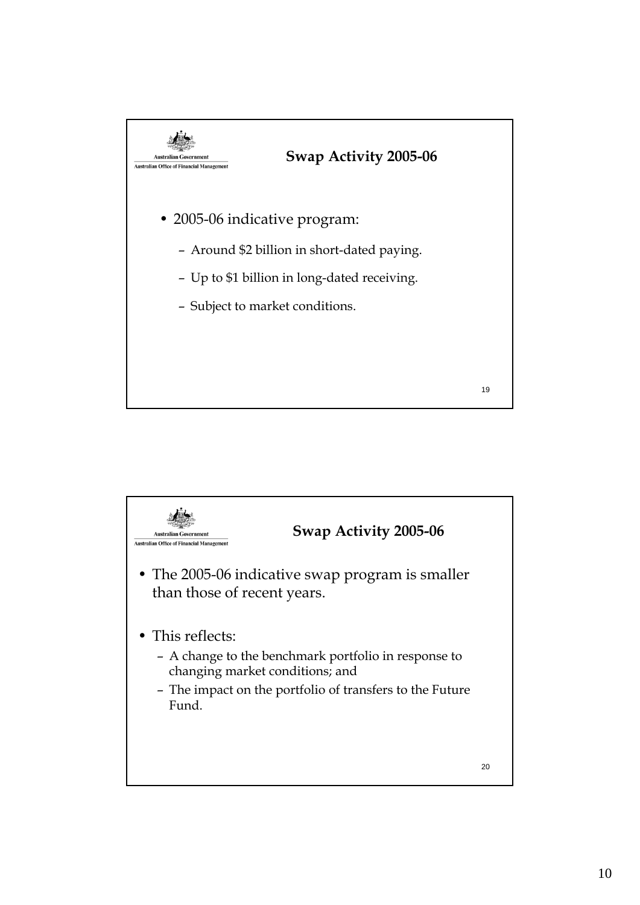## Swap Activity 2005-06

- 2005-06 indicative program:
  - Around $2 billion in short-dated paying.
  - Up to $1 billion in long-dated receiving.
  - Subject to market conditions.

## Swap Activity 2005-06

- The 2005-06 indicative swap program is smaller than those of recent years.
- This reflects:
  - A change to the benchmark portfolio in response to changing market conditions; and
  - The impact on the portfolio of transfers to the Future Fund.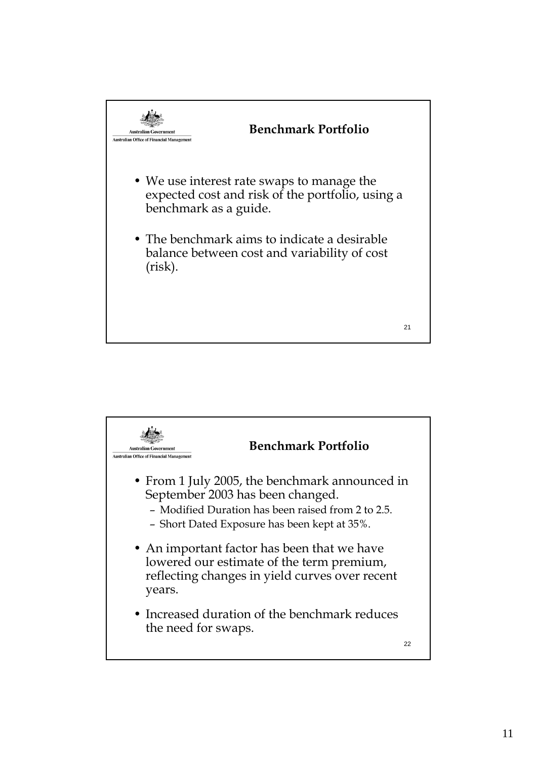## Benchmark Portfolio

- We use interest rate swaps to manage the expected cost and risk of the portfolio, using a benchmark as a guide.
- The benchmark aims to indicate a desirable balance between cost and variability of cost (risk).

## Benchmark Portfolio

- From 1 July 2005, the benchmark announced in September 2003 has been changed.
  - Modified Duration has been raised from 2 to 2.5.
  - Short Dated Exposure has been kept at 35%.
- An important factor has been that we have lowered our estimate of the term premium, reflecting changes in yield curves over recent years.
- Increased duration of the benchmark reduces the need for swaps.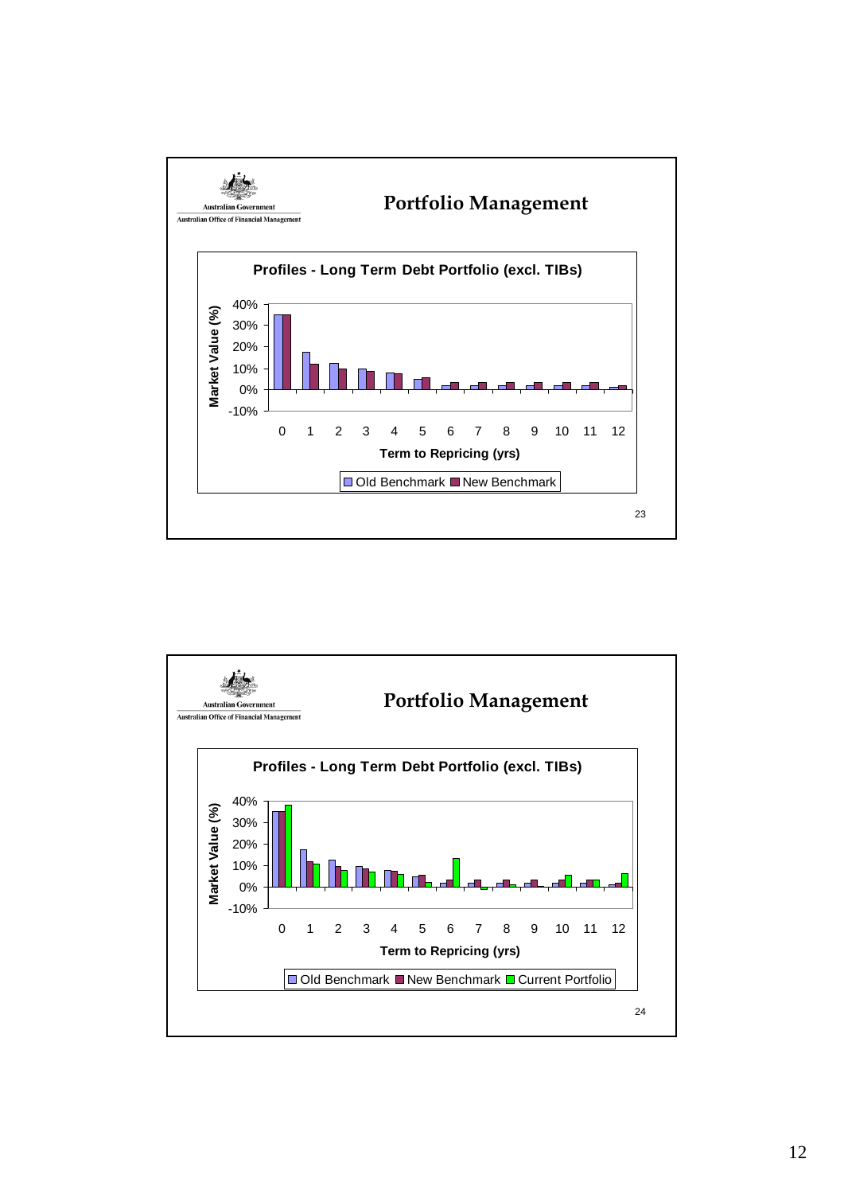Australian Government
Australian Office of Financial Management

## Portfolio Management

**Profiles - Long Term Debt Portfolio (excl. TIBs)**

Market Value (%)

40%
30%
20%
10%
0%
-10%

0 1 2 3 4 5 6 7 8 9 10 11 12

Term to Repricing (yrs)

Old Benchmark | New Benchmark

---

Australian Government
Australian Office of Financial Management

## Portfolio Management

**Profiles - Long Term Debt Portfolio (excl. TIBs)**

Market Value (%)

40%
30%
20%
10%
0%
-10%

0 1 2 3 4 5 6 7 8 9 10 11 12

Term to Repricing (yrs)

Old Benchmark | New Benchmark | Current Portfolio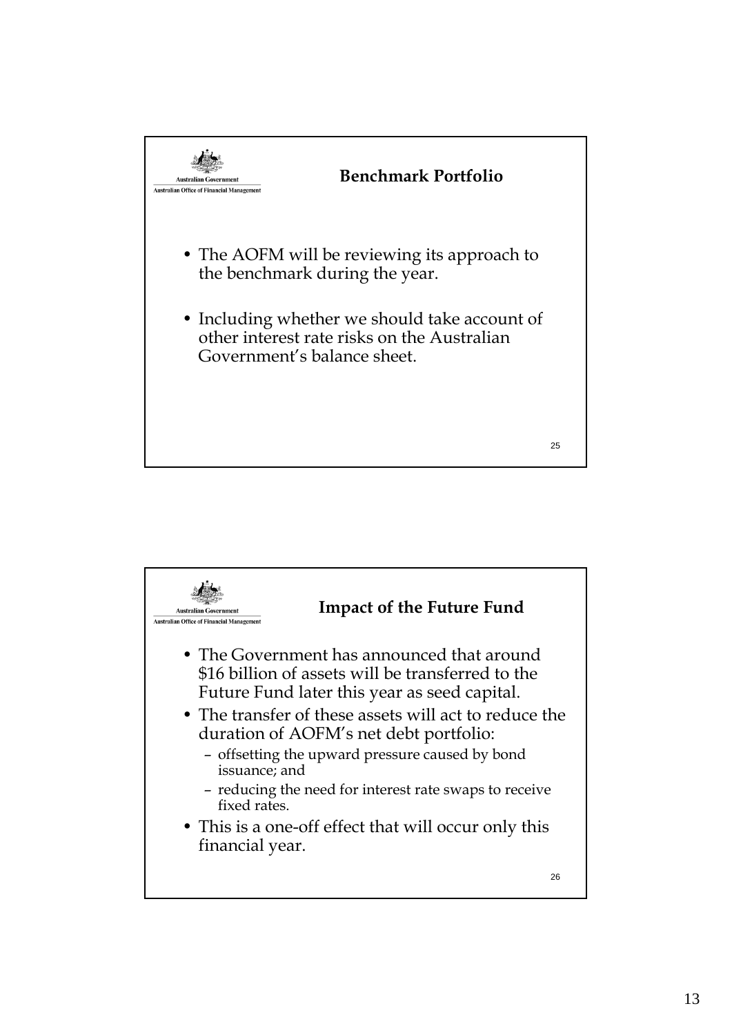## Benchmark Portfolio

- The AOFM will be reviewing its approach to the benchmark during the year.
- Including whether we should take account of other interest rate risks on the Australian Government's balance sheet.

## Impact of the Future Fund

- The Government has announced that around \$16 billion of assets will be transferred to the Future Fund later this year as seed capital.
- The transfer of these assets will act to reduce the duration of AOFM's net debt portfolio:
  - offsetting the upward pressure caused by bond issuance; and
  - reducing the need for interest rate swaps to receive fixed rates.
- This is a one-off effect that will occur only this financial year.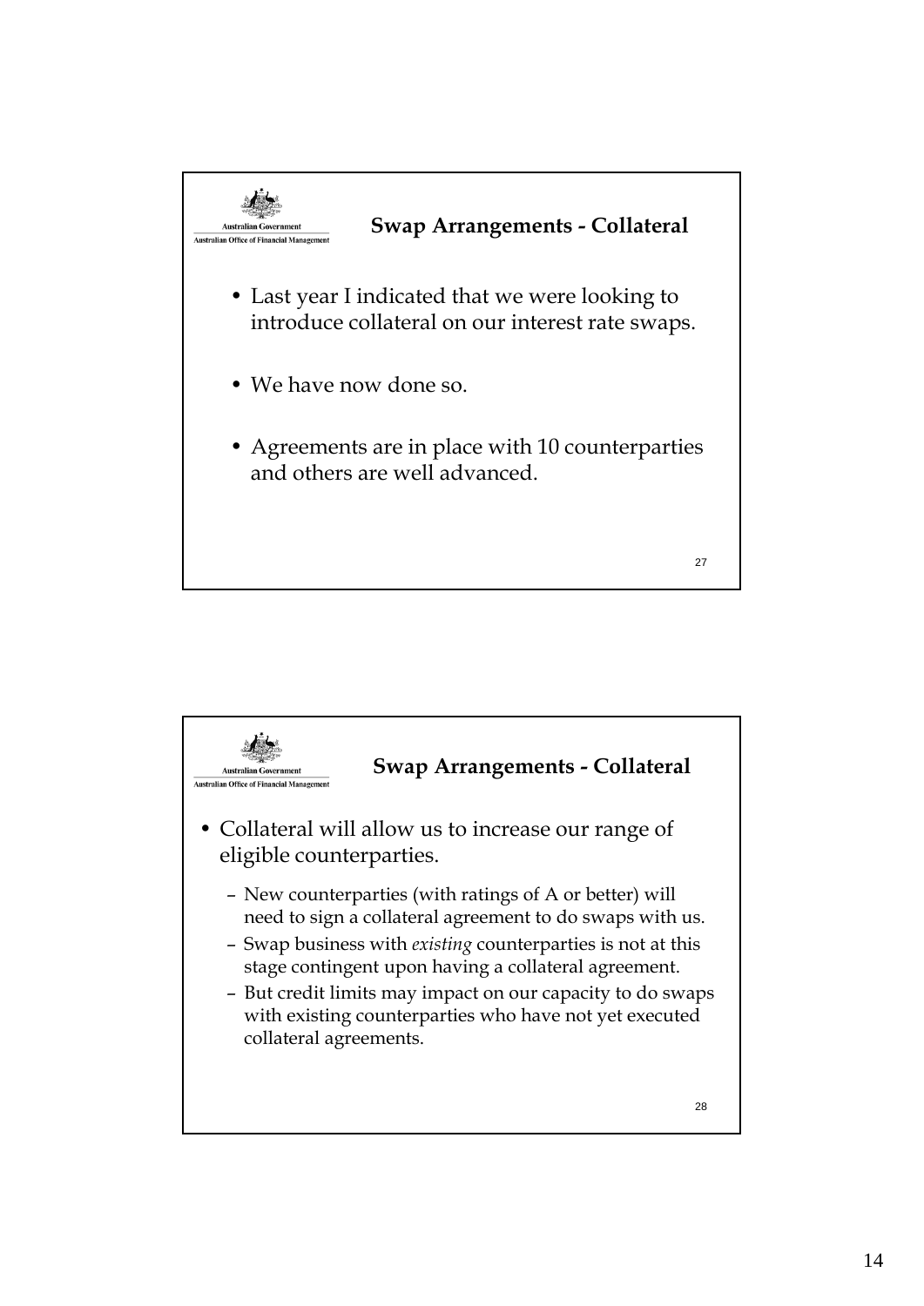## Swap Arrangements - Collateral

- Last year I indicated that we were looking to introduce collateral on our interest rate swaps.
- We have now done so.
- Agreements are in place with 10 counterparties and others are well advanced.

## Swap Arrangements - Collateral

- Collateral will allow us to increase our range of eligible counterparties.
  - New counterparties (with ratings of A or better) will need to sign a collateral agreement to do swaps with us.
  - Swap business with *existing* counterparties is not at this stage contingent upon having a collateral agreement.
  - But credit limits may impact on our capacity to do swaps with existing counterparties who have not yet executed collateral agreements.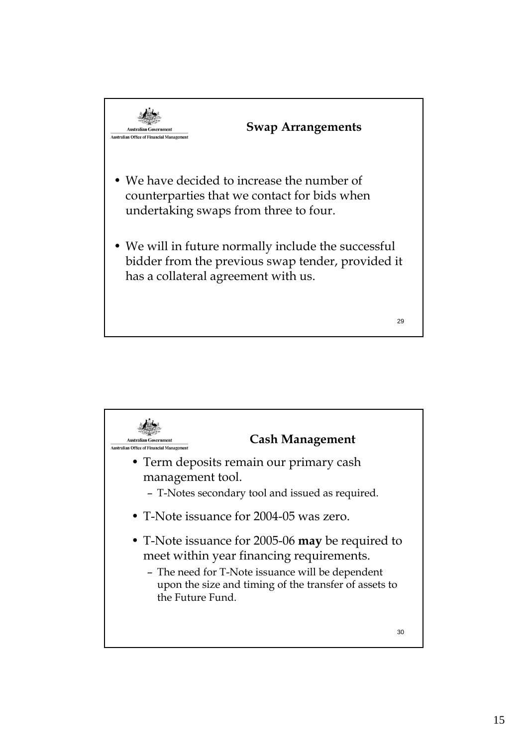## Swap Arrangements

- We have decided to increase the number of counterparties that we contact for bids when undertaking swaps from three to four.
- We will in future normally include the successful bidder from the previous swap tender, provided it has a collateral agreement with us.

## Cash Management

- Term deposits remain our primary cash management tool.
  - T-Notes secondary tool and issued as required.
- T-Note issuance for 2004-05 was zero.
- T-Note issuance for 2005-06 **may** be required to meet within year financing requirements.
  - The need for T-Note issuance will be dependent upon the size and timing of the transfer of assets to the Future Fund.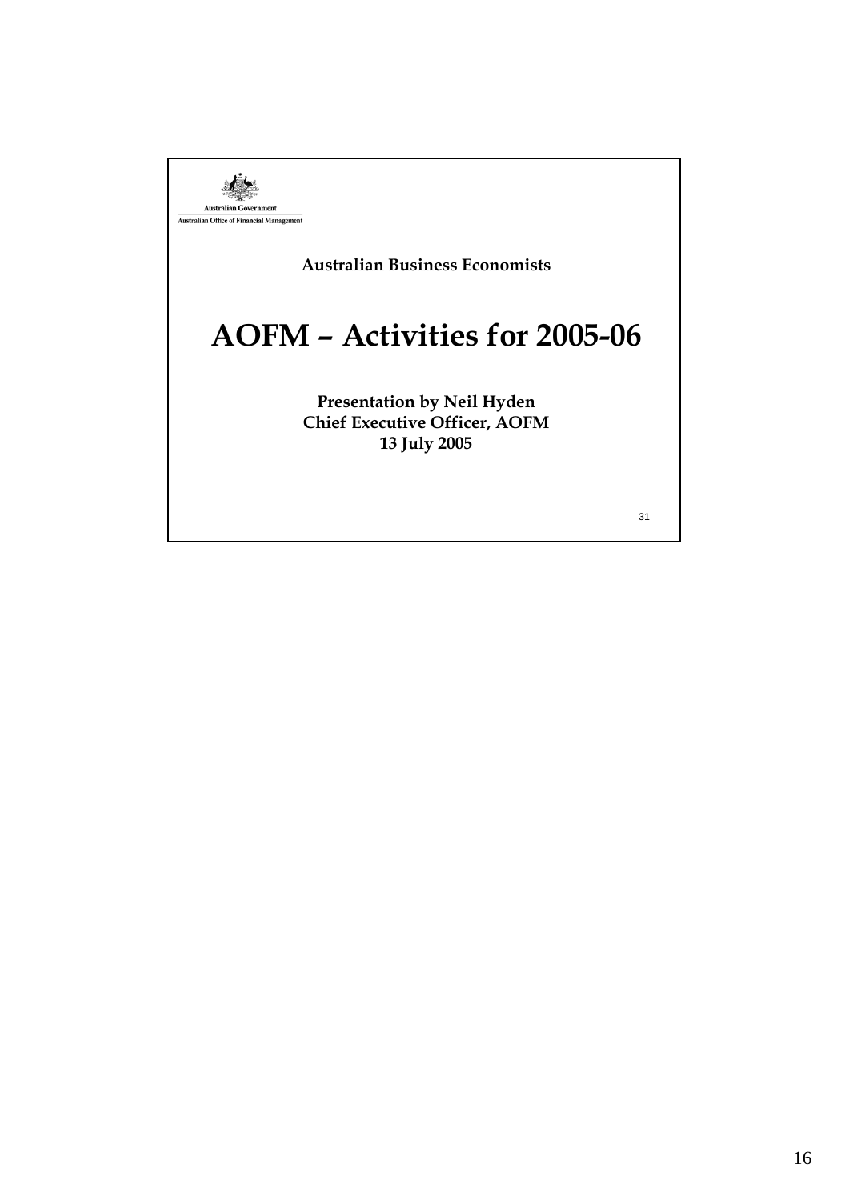Australian Government

Australian Office of Financial Management

**Australian Business Economists**

# AOFM – Activities for 2005-06

**Presentation by Neil Hyden**
**Chief Executive Officer, AOFM**
**13 July 2005**

31